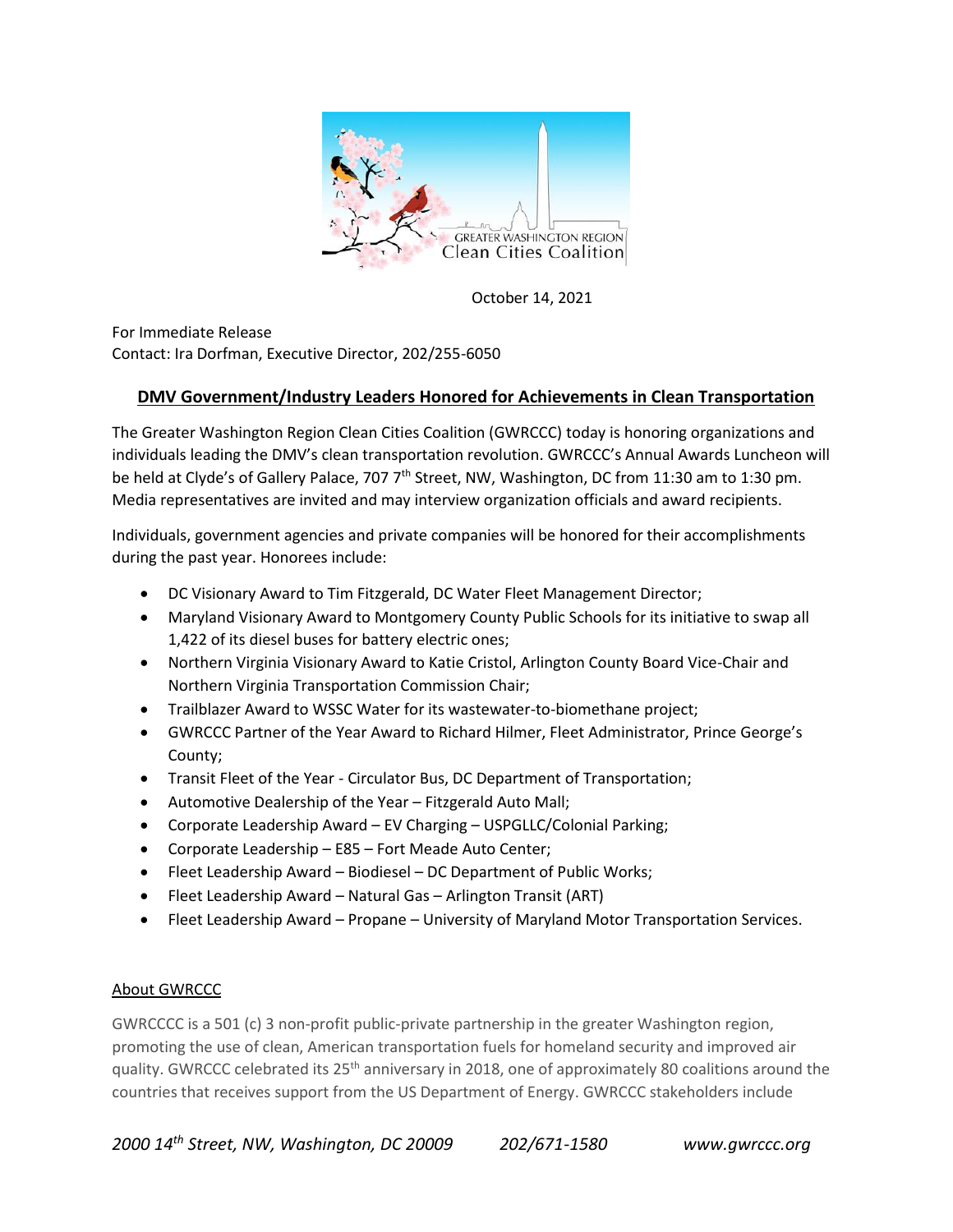GREATER WASHINGTON REGION
Clean Cities Coalition

October 14, 2021

For Immediate Release
Contact: Ira Dorfman, Executive Director, 202/255-6050

## DMV Government/Industry Leaders Honored for Achievements in Clean Transportation

The Greater Washington Region Clean Cities Coalition (GWRCCC) today is honoring organizations and individuals leading the DMV's clean transportation revolution. GWRCCC's Annual Awards Luncheon will be held at Clyde's of Gallery Palace, 707 7th Street, NW, Washington, DC from 11:30 am to 1:30 pm. Media representatives are invited and may interview organization officials and award recipients.

Individuals, government agencies and private companies will be honored for their accomplishments during the past year. Honorees include:

- DC Visionary Award to Tim Fitzgerald, DC Water Fleet Management Director;
- Maryland Visionary Award to Montgomery County Public Schools for its initiative to swap all 1,422 of its diesel buses for battery electric ones;
- Northern Virginia Visionary Award to Katie Cristol, Arlington County Board Vice-Chair and Northern Virginia Transportation Commission Chair;
- Trailblazer Award to WSSC Water for its wastewater-to-biomethane project;
- GWRCCC Partner of the Year Award to Richard Hilmer, Fleet Administrator, Prince George's County;
- Transit Fleet of the Year - Circulator Bus, DC Department of Transportation;
- Automotive Dealership of the Year – Fitzgerald Auto Mall;
- Corporate Leadership Award – EV Charging – USPGLLC/Colonial Parking;
- Corporate Leadership – E85 – Fort Meade Auto Center;
- Fleet Leadership Award – Biodiesel – DC Department of Public Works;
- Fleet Leadership Award – Natural Gas – Arlington Transit (ART)
- Fleet Leadership Award – Propane – University of Maryland Motor Transportation Services.

### About GWRCCC

GWRCCC is a 501 (c) 3 non-profit public-private partnership in the greater Washington region, promoting the use of clean, American transportation fuels for homeland security and improved air quality. GWRCCC celebrated its 25th anniversary in 2018, one of approximately 80 coalitions around the countries that receives support from the US Department of Energy. GWRCCC stakeholders include

*2000 14th Street, NW, Washington, DC 20009     202/671-1580     www.gwrccc.org*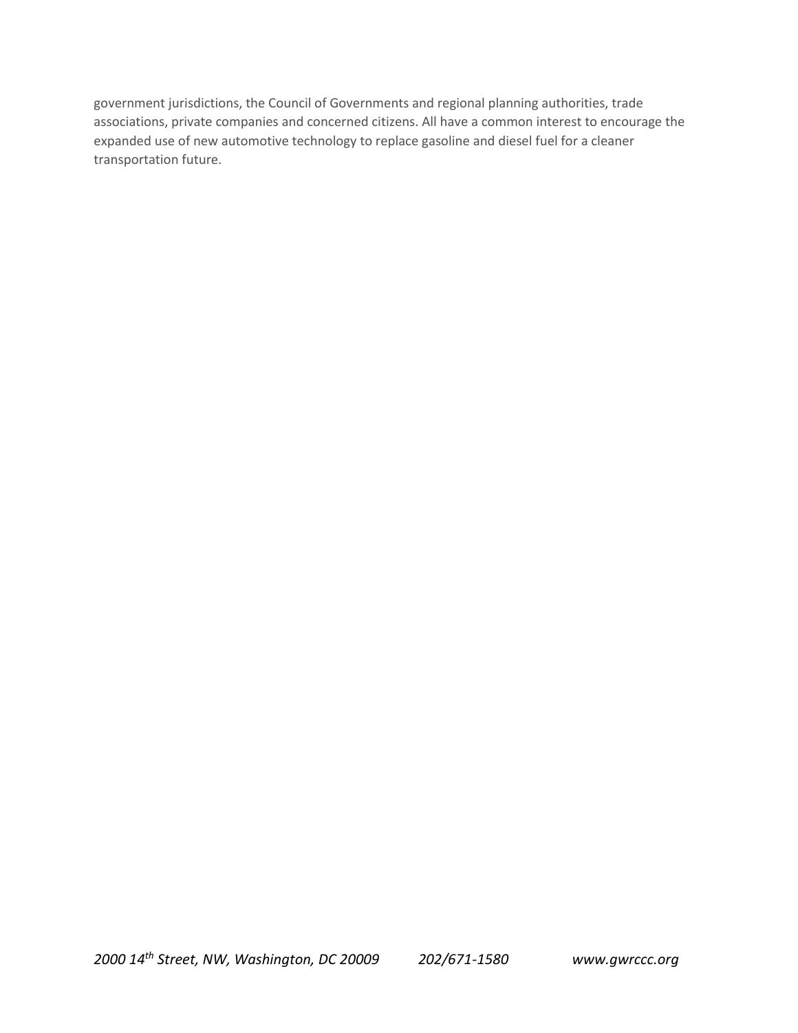government jurisdictions, the Council of Governments and regional planning authorities, trade associations, private companies and concerned citizens. All have a common interest to encourage the expanded use of new automotive technology to replace gasoline and diesel fuel for a cleaner transportation future.